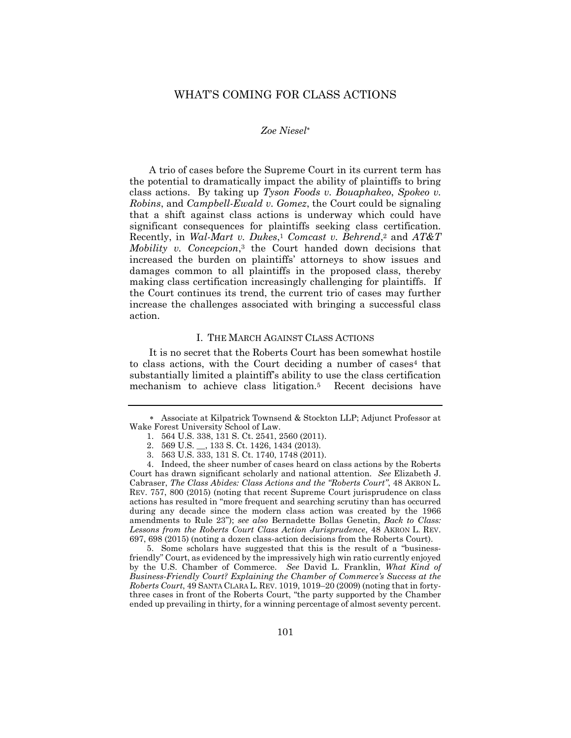# WHAT'S COMING FOR CLASS ACTIONS

*Zoe Niesel*[*]

A trio of cases before the Supreme Court in its current term has the potential to dramatically impact the ability of plaintiffs to bring class actions. By taking up *Tyson Foods v. Bouaphakeo*, *Spokeo v. Robins*, and *Campbell-Ewald v. Gomez*, the Court could be signaling that a shift against class actions is underway which could have significant consequences for plaintiffs seeking class certification. Recently, in *Wal-Mart v. Dukes*,[1] *Comcast v. Behrend*,[2] and *AT&T Mobility v. Concepcion*,[3] the Court handed down decisions that increased the burden on plaintiffs' attorneys to show issues and damages common to all plaintiffs in the proposed class, thereby making class certification increasingly challenging for plaintiffs. If the Court continues its trend, the current trio of cases may further increase the challenges associated with bringing a successful class action.

## I. THE MARCH AGAINST CLASS ACTIONS

It is no secret that the Roberts Court has been somewhat hostile to class actions, with the Court deciding a number of cases[4] that substantially limited a plaintiff's ability to use the class certification mechanism to achieve class litigation.[5] Recent decisions have

---

[*] Associate at Kilpatrick Townsend & Stockton LLP; Adjunct Professor at Wake Forest University School of Law.

1. 564 U.S. 338, 131 S. Ct. 2541, 2560 (2011).

2. 569 U.S. __, 133 S. Ct. 1426, 1434 (2013).

3. 563 U.S. 333, 131 S. Ct. 1740, 1748 (2011).

4. Indeed, the sheer number of cases heard on class actions by the Roberts Court has drawn significant scholarly and national attention. *See* Elizabeth J. Cabraser, *The Class Abides: Class Actions and the "Roberts Court"*, 48 AKRON L. REV. 757, 800 (2015) (noting that recent Supreme Court jurisprudence on class actions has resulted in "more frequent and searching scrutiny than has occurred during any decade since the modern class action was created by the 1966 amendments to Rule 23"); *see also* Bernadette Bollas Genetin, *Back to Class: Lessons from the Roberts Court Class Action Jurisprudence*, 48 AKRON L. REV. 697, 698 (2015) (noting a dozen class-action decisions from the Roberts Court).

5. Some scholars have suggested that this is the result of a "business-friendly" Court, as evidenced by the impressively high win ratio currently enjoyed by the U.S. Chamber of Commerce. *See* David L. Franklin, *What Kind of Business-Friendly Court? Explaining the Chamber of Commerce's Success at the Roberts Court*, 49 SANTA CLARA L. REV. 1019, 1019–20 (2009) (noting that in forty-three cases in front of the Roberts Court, "the party supported by the Chamber ended up prevailing in thirty, for a winning percentage of almost seventy percent.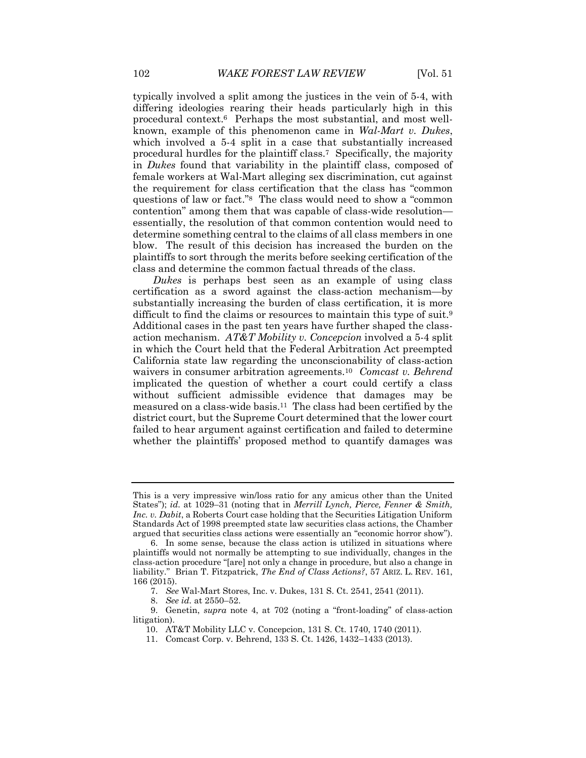typically involved a split among the justices in the vein of 5-4, with differing ideologies rearing their heads particularly high in this procedural context.[6] Perhaps the most substantial, and most well-known, example of this phenomenon came in *Wal-Mart v. Dukes*, which involved a 5-4 split in a case that substantially increased procedural hurdles for the plaintiff class.[7] Specifically, the majority in *Dukes* found that variability in the plaintiff class, composed of female workers at Wal-Mart alleging sex discrimination, cut against the requirement for class certification that the class has "common questions of law or fact."[8] The class would need to show a "common contention" among them that was capable of class-wide resolution—essentially, the resolution of that common contention would need to determine something central to the claims of all class members in one blow. The result of this decision has increased the burden on the plaintiffs to sort through the merits before seeking certification of the class and determine the common factual threads of the class.

*Dukes* is perhaps best seen as an example of using class certification as a sword against the class-action mechanism—by substantially increasing the burden of class certification, it is more difficult to find the claims or resources to maintain this type of suit.[9] Additional cases in the past ten years have further shaped the class-action mechanism. *AT&T Mobility v. Concepcion* involved a 5-4 split in which the Court held that the Federal Arbitration Act preempted California state law regarding the unconscionability of class-action waivers in consumer arbitration agreements.[10] *Comcast v. Behrend* implicated the question of whether a court could certify a class without sufficient admissible evidence that damages may be measured on a class-wide basis.[11] The class had been certified by the district court, but the Supreme Court determined that the lower court failed to hear argument against certification and failed to determine whether the plaintiffs' proposed method to quantify damages was

---

This is a very impressive win/loss ratio for any amicus other than the United States"); *id.* at 1029–31 (noting that in *Merrill Lynch, Pierce, Fenner & Smith, Inc. v. Dabit*, a Roberts Court case holding that the Securities Litigation Uniform Standards Act of 1998 preempted state law securities class actions, the Chamber argued that securities class actions were essentially an "economic horror show").

6. In some sense, because the class action is utilized in situations where plaintiffs would not normally be attempting to sue individually, changes in the class-action procedure "[are] not only a change in procedure, but also a change in liability." Brian T. Fitzpatrick, *The End of Class Actions?*, 57 ARIZ. L. REV. 161, 166 (2015).

7. *See* Wal-Mart Stores, Inc. v. Dukes, 131 S. Ct. 2541, 2541 (2011).

8. *See id.* at 2550–52.

9. Genetin, *supra* note 4, at 702 (noting a "front-loading" of class-action litigation).

10. AT&T Mobility LLC v. Concepcion, 131 S. Ct. 1740, 1740 (2011).

11. Comcast Corp. v. Behrend, 133 S. Ct. 1426, 1432–1433 (2013).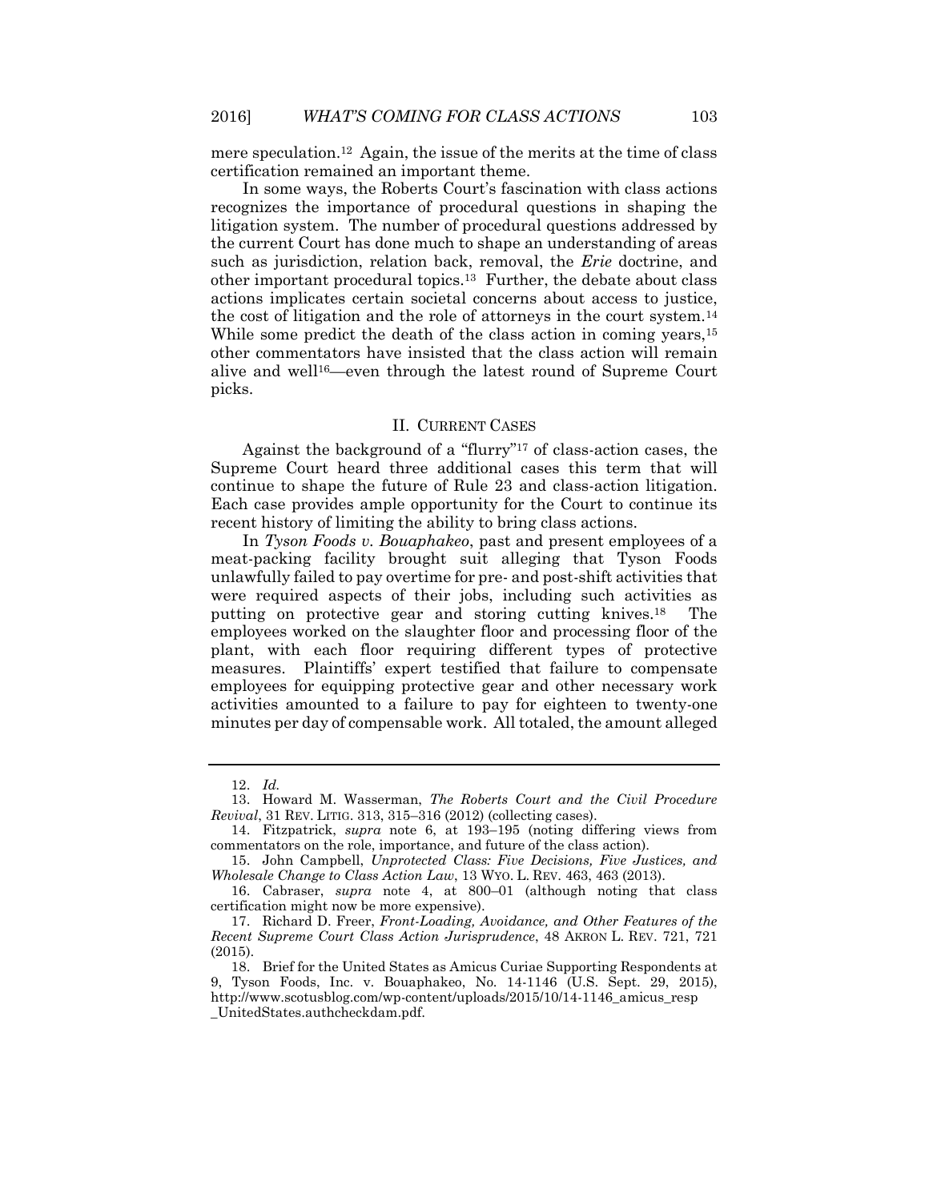mere speculation.[12] Again, the issue of the merits at the time of class certification remained an important theme.

In some ways, the Roberts Court's fascination with class actions recognizes the importance of procedural questions in shaping the litigation system. The number of procedural questions addressed by the current Court has done much to shape an understanding of areas such as jurisdiction, relation back, removal, the *Erie* doctrine, and other important procedural topics.[13] Further, the debate about class actions implicates certain societal concerns about access to justice, the cost of litigation and the role of attorneys in the court system.[14] While some predict the death of the class action in coming years,[15] other commentators have insisted that the class action will remain alive and well[16]—even through the latest round of Supreme Court picks.

## II. CURRENT CASES

Against the background of a "flurry"[17] of class-action cases, the Supreme Court heard three additional cases this term that will continue to shape the future of Rule 23 and class-action litigation. Each case provides ample opportunity for the Court to continue its recent history of limiting the ability to bring class actions.

In *Tyson Foods v. Bouaphakeo*, past and present employees of a meat-packing facility brought suit alleging that Tyson Foods unlawfully failed to pay overtime for pre- and post-shift activities that were required aspects of their jobs, including such activities as putting on protective gear and storing cutting knives.[18] The employees worked on the slaughter floor and processing floor of the plant, with each floor requiring different types of protective measures. Plaintiffs' expert testified that failure to compensate employees for equipping protective gear and other necessary work activities amounted to a failure to pay for eighteen to twenty-one minutes per day of compensable work. All totaled, the amount alleged

---

12. *Id.*

13. Howard M. Wasserman, *The Roberts Court and the Civil Procedure Revival*, 31 REV. LITIG. 313, 315–316 (2012) (collecting cases).

14. Fitzpatrick, *supra* note 6, at 193–195 (noting differing views from commentators on the role, importance, and future of the class action).

15. John Campbell, *Unprotected Class: Five Decisions, Five Justices, and Wholesale Change to Class Action Law*, 13 WYO. L. REV. 463, 463 (2013).

16. Cabraser, *supra* note 4, at 800–01 (although noting that class certification might now be more expensive).

17. Richard D. Freer, *Front-Loading, Avoidance, and Other Features of the Recent Supreme Court Class Action Jurisprudence*, 48 AKRON L. REV. 721, 721 (2015).

18. Brief for the United States as Amicus Curiae Supporting Respondents at 9, Tyson Foods, Inc. v. Bouaphakeo, No. 14-1146 (U.S. Sept. 29, 2015), http://www.scotusblog.com/wp-content/uploads/2015/10/14-1146_amicus_resp_UnitedStates.authcheckdam.pdf.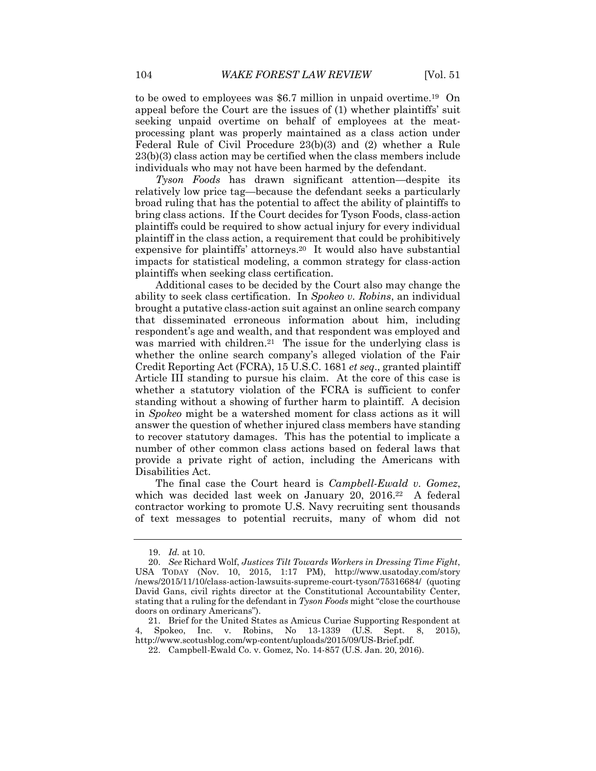to be owed to employees was $6.7 million in unpaid overtime.[19] On appeal before the Court are the issues of (1) whether plaintiffs' suit seeking unpaid overtime on behalf of employees at the meat-processing plant was properly maintained as a class action under Federal Rule of Civil Procedure 23(b)(3) and (2) whether a Rule 23(b)(3) class action may be certified when the class members include individuals who may not have been harmed by the defendant.

*Tyson Foods* has drawn significant attention—despite its relatively low price tag—because the defendant seeks a particularly broad ruling that has the potential to affect the ability of plaintiffs to bring class actions. If the Court decides for Tyson Foods, class-action plaintiffs could be required to show actual injury for every individual plaintiff in the class action, a requirement that could be prohibitively expensive for plaintiffs' attorneys.[20] It would also have substantial impacts for statistical modeling, a common strategy for class-action plaintiffs when seeking class certification.

Additional cases to be decided by the Court also may change the ability to seek class certification. In *Spokeo v. Robins*, an individual brought a putative class-action suit against an online search company that disseminated erroneous information about him, including respondent's age and wealth, and that respondent was employed and was married with children.[21] The issue for the underlying class is whether the online search company's alleged violation of the Fair Credit Reporting Act (FCRA), 15 U.S.C. 1681 *et seq*., granted plaintiff Article III standing to pursue his claim. At the core of this case is whether a statutory violation of the FCRA is sufficient to confer standing without a showing of further harm to plaintiff. A decision in *Spokeo* might be a watershed moment for class actions as it will answer the question of whether injured class members have standing to recover statutory damages. This has the potential to implicate a number of other common class actions based on federal laws that provide a private right of action, including the Americans with Disabilities Act.

The final case the Court heard is *Campbell-Ewald v. Gomez*, which was decided last week on January 20, 2016.[22] A federal contractor working to promote U.S. Navy recruiting sent thousands of text messages to potential recruits, many of whom did not

---

19. *Id.* at 10.

20. *See* Richard Wolf, *Justices Tilt Towards Workers in Dressing Time Fight*, USA TODAY (Nov. 10, 2015, 1:17 PM), http://www.usatoday.com/story/news/2015/11/10/class-action-lawsuits-supreme-court-tyson/75316684/ (quoting David Gans, civil rights director at the Constitutional Accountability Center, stating that a ruling for the defendant in *Tyson Foods* might "close the courthouse doors on ordinary Americans").

21. Brief for the United States as Amicus Curiae Supporting Respondent at 4, Spokeo, Inc. v. Robins, No 13-1339 (U.S. Sept. 8, 2015), http://www.scotusblog.com/wp-content/uploads/2015/09/US-Brief.pdf.

22. Campbell-Ewald Co. v. Gomez, No. 14-857 (U.S. Jan. 20, 2016).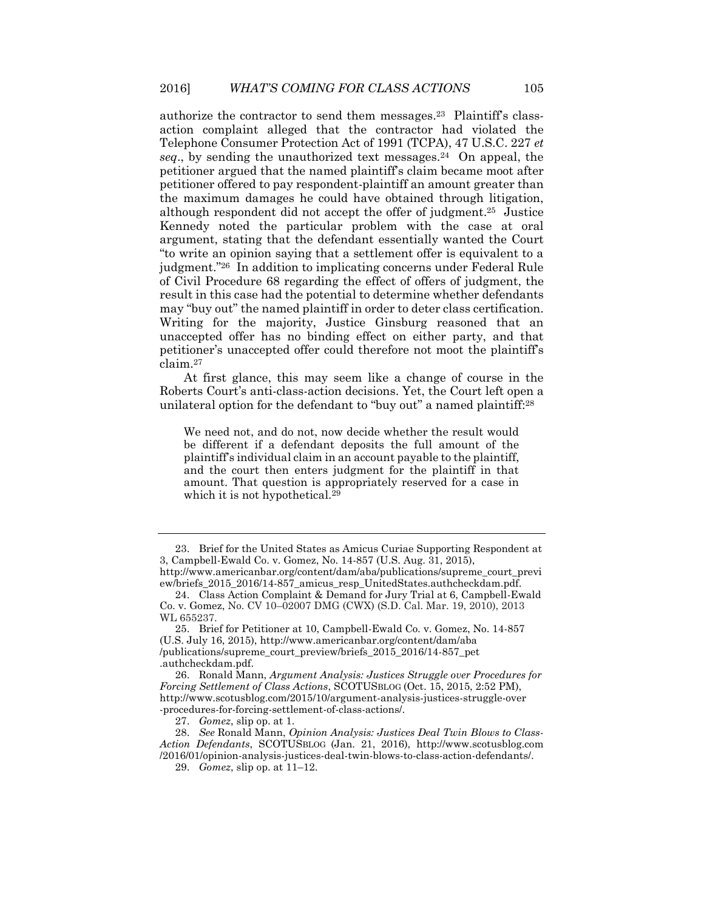authorize the contractor to send them messages.[23] Plaintiff's class-action complaint alleged that the contractor had violated the Telephone Consumer Protection Act of 1991 (TCPA), 47 U.S.C. 227 *et seq*., by sending the unauthorized text messages.[24] On appeal, the petitioner argued that the named plaintiff's claim became moot after petitioner offered to pay respondent-plaintiff an amount greater than the maximum damages he could have obtained through litigation, although respondent did not accept the offer of judgment.[25] Justice Kennedy noted the particular problem with the case at oral argument, stating that the defendant essentially wanted the Court "to write an opinion saying that a settlement offer is equivalent to a judgment."[26] In addition to implicating concerns under Federal Rule of Civil Procedure 68 regarding the effect of offers of judgment, the result in this case had the potential to determine whether defendants may "buy out" the named plaintiff in order to deter class certification. Writing for the majority, Justice Ginsburg reasoned that an unaccepted offer has no binding effect on either party, and that petitioner's unaccepted offer could therefore not moot the plaintiff's claim.[27]

At first glance, this may seem like a change of course in the Roberts Court's anti-class-action decisions. Yet, the Court left open a unilateral option for the defendant to "buy out" a named plaintiff:[28]

> We need not, and do not, now decide whether the result would be different if a defendant deposits the full amount of the plaintiff's individual claim in an account payable to the plaintiff, and the court then enters judgment for the plaintiff in that amount. That question is appropriately reserved for a case in which it is not hypothetical.[29]

---

23. Brief for the United States as Amicus Curiae Supporting Respondent at 3, Campbell-Ewald Co. v. Gomez, No. 14-857 (U.S. Aug. 31, 2015), http://www.americanbar.org/content/dam/aba/publications/supreme_court_preview/briefs_2015_2016/14-857_amicus_resp_UnitedStates.authcheckdam.pdf.

24. Class Action Complaint & Demand for Jury Trial at 6, Campbell-Ewald Co. v. Gomez, No. CV 10–02007 DMG (CWX) (S.D. Cal. Mar. 19, 2010), 2013 WL 655237.

25. Brief for Petitioner at 10, Campbell-Ewald Co. v. Gomez, No. 14-857 (U.S. July 16, 2015), http://www.americanbar.org/content/dam/aba/publications/supreme_court_preview/briefs_2015_2016/14-857_pet.authcheckdam.pdf.

26. Ronald Mann, *Argument Analysis: Justices Struggle over Procedures for Forcing Settlement of Class Actions*, SCOTUSBLOG (Oct. 15, 2015, 2:52 PM), http://www.scotusblog.com/2015/10/argument-analysis-justices-struggle-over-procedures-for-forcing-settlement-of-class-actions/.

27. *Gomez*, slip op. at 1.

28. *See* Ronald Mann, *Opinion Analysis: Justices Deal Twin Blows to Class-Action Defendants*, SCOTUSBLOG (Jan. 21, 2016), http://www.scotusblog.com/2016/01/opinion-analysis-justices-deal-twin-blows-to-class-action-defendants/.

29. *Gomez*, slip op. at 11–12.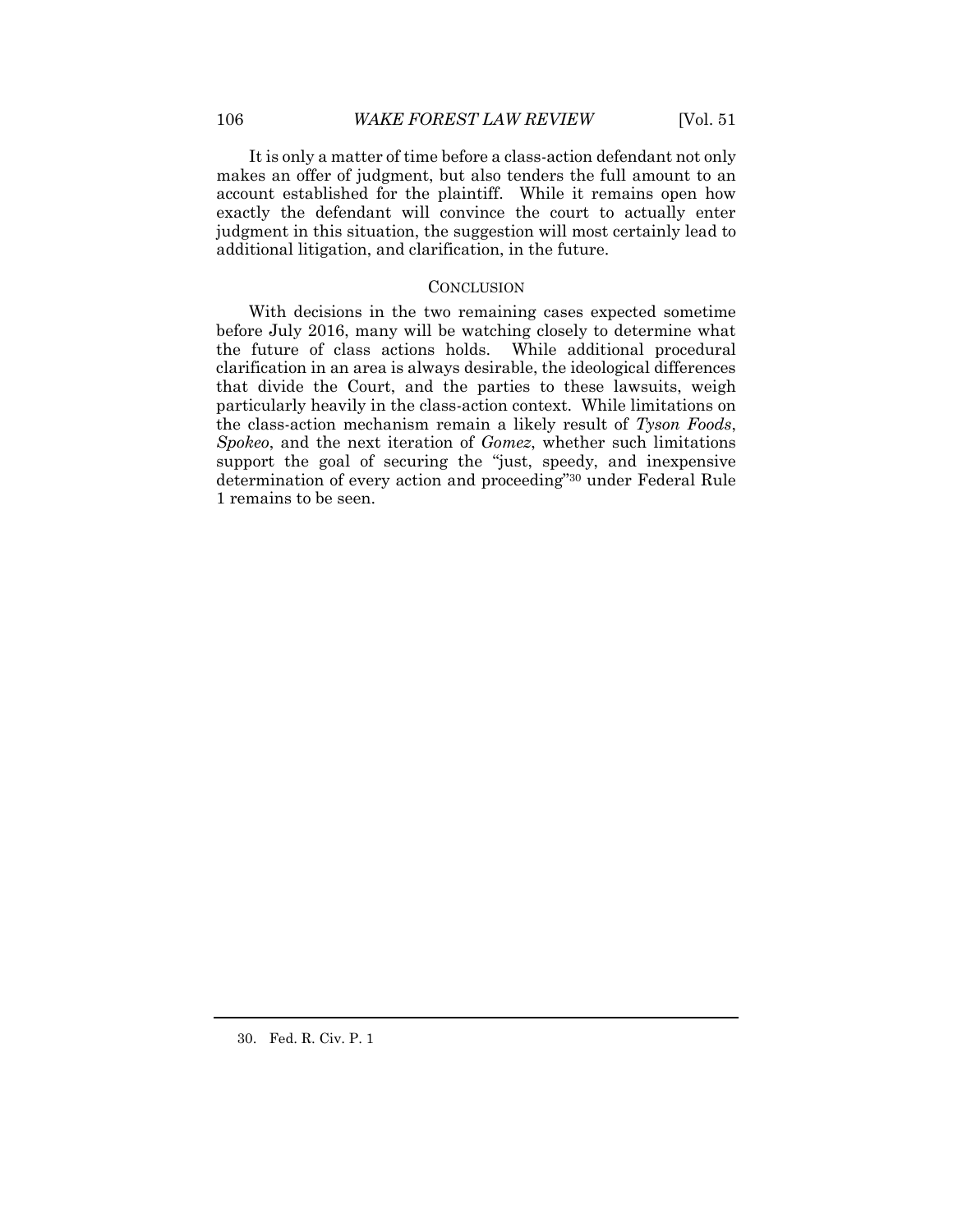It is only a matter of time before a class-action defendant not only makes an offer of judgment, but also tenders the full amount to an account established for the plaintiff. While it remains open how exactly the defendant will convince the court to actually enter judgment in this situation, the suggestion will most certainly lead to additional litigation, and clarification, in the future.

## CONCLUSION

With decisions in the two remaining cases expected sometime before July 2016, many will be watching closely to determine what the future of class actions holds. While additional procedural clarification in an area is always desirable, the ideological differences that divide the Court, and the parties to these lawsuits, weigh particularly heavily in the class-action context. While limitations on the class-action mechanism remain a likely result of *Tyson Foods*, *Spokeo*, and the next iteration of *Gomez*, whether such limitations support the goal of securing the "just, speedy, and inexpensive determination of every action and proceeding"[30] under Federal Rule 1 remains to be seen.

30. Fed. R. Civ. P. 1